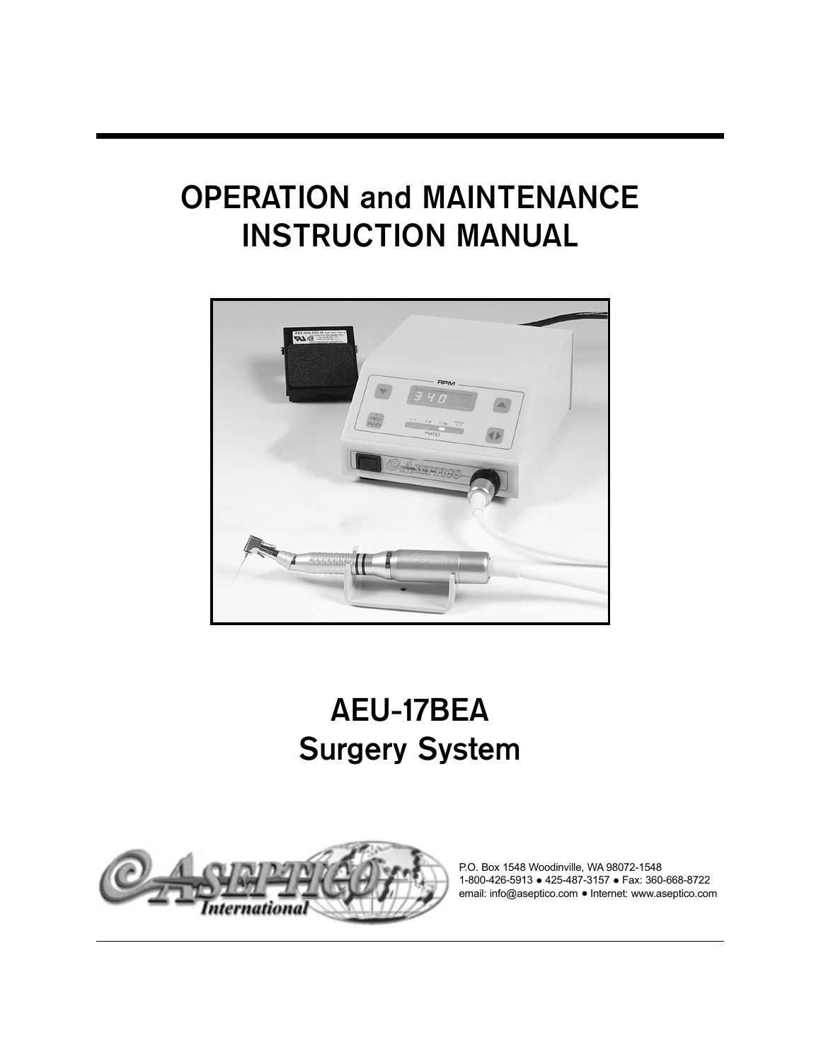# OPERATION and MAINTENANCE INSTRUCTION MANUAL

# AEU-17BEA Surgery System

P.O. Box 1548 Woodinville, WA 98072-1548
1-800-426-5913 ● 425-487-3157 ● Fax: 360-668-8722
email: info@aseptico.com ● Internet: www.aseptico.com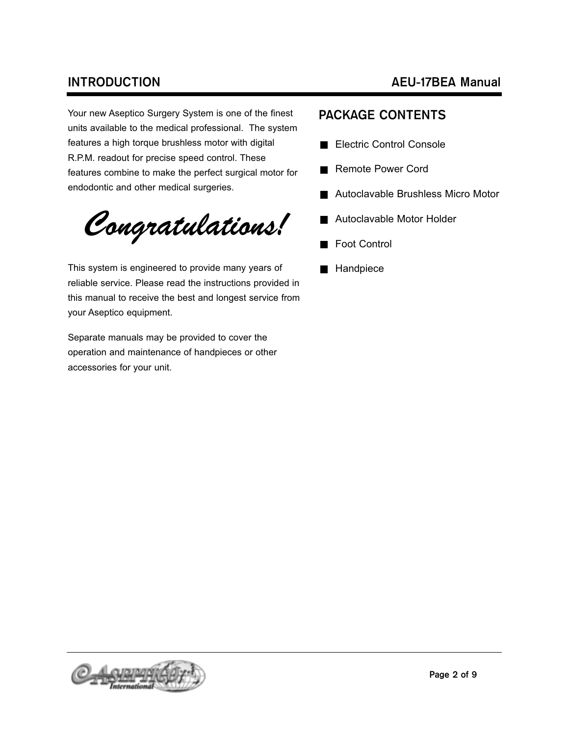# INTRODUCTION

Your new Aseptico Surgery System is one of the finest units available to the medical professional.  The system features a high torque brushless motor with digital R.P.M. readout for precise speed control. These features combine to make the perfect surgical motor for endodontic and other medical surgeries.

*Congratulations!*

This system is engineered to provide many years of reliable service. Please read the instructions provided in this manual to receive the best and longest service from your Aseptico equipment.

Separate manuals may be provided to cover the operation and maintenance of handpieces or other accessories for your unit.

## PACKAGE CONTENTS

- Electric Control Console
- Remote Power Cord
- Autoclavable Brushless Micro Motor
- Autoclavable Motor Holder
- Foot Control
- Handpiece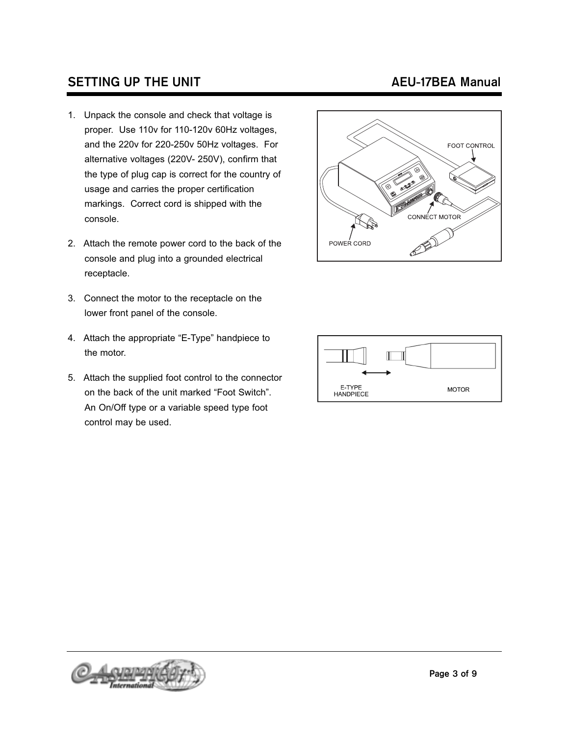## SETTING UP THE UNIT

1. Unpack the console and check that voltage is proper. Use 110v for 110-120v 60Hz voltages, and the 220v for 220-250v 50Hz voltages. For alternative voltages (220V- 250V), confirm that the type of plug cap is correct for the country of usage and carries the proper certification markings. Correct cord is shipped with the console.

2. Attach the remote power cord to the back of the console and plug into a grounded electrical receptacle.

3. Connect the motor to the receptacle on the lower front panel of the console.

4. Attach the appropriate "E-Type" handpiece to the motor.

5. Attach the supplied foot control to the connector on the back of the unit marked "Foot Switch". An On/Off type or a variable speed type foot control may be used.

FOOT CONTROL

CONNECT MOTOR

POWER CORD

E-TYPE HANDPIECE

MOTOR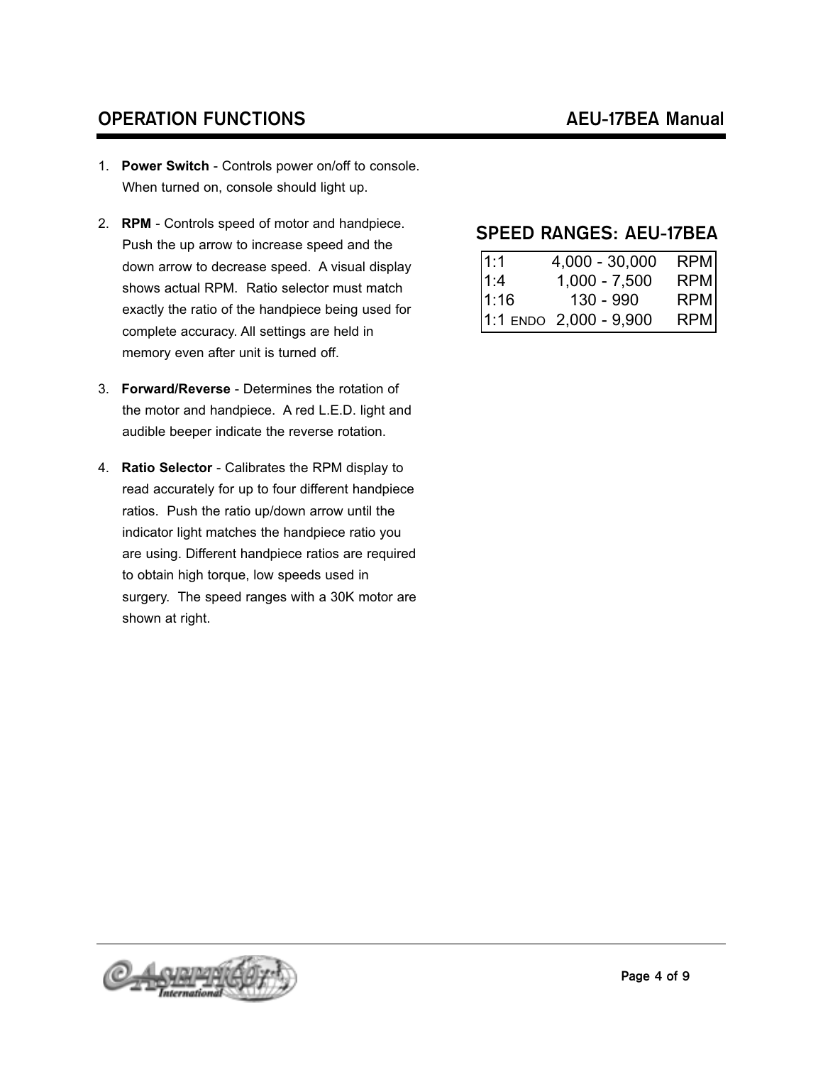## OPERATION FUNCTIONS

1. **Power Switch** - Controls power on/off to console. When turned on, console should light up.

2. **RPM** - Controls speed of motor and handpiece. Push the up arrow to increase speed and the down arrow to decrease speed. A visual display shows actual RPM. Ratio selector must match exactly the ratio of the handpiece being used for complete accuracy. All settings are held in memory even after unit is turned off.

3. **Forward/Reverse** - Determines the rotation of the motor and handpiece. A red L.E.D. light and audible beeper indicate the reverse rotation.

4. **Ratio Selector** - Calibrates the RPM display to read accurately for up to four different handpiece ratios. Push the ratio up/down arrow until the indicator light matches the handpiece ratio you are using. Different handpiece ratios are required to obtain high torque, low speeds used in surgery. The speed ranges with a 30K motor are shown at right.

## SPEED RANGES: AEU-17BEA

| Ratio | Range | Unit |
|---|---|---|
| 1:1 | 4,000 - 30,000 | RPM |
| 1:4 | 1,000 - 7,500 | RPM |
| 1:16 | 130 - 990 | RPM |
| 1:1 ENDO | 2,000 - 9,900 | RPM |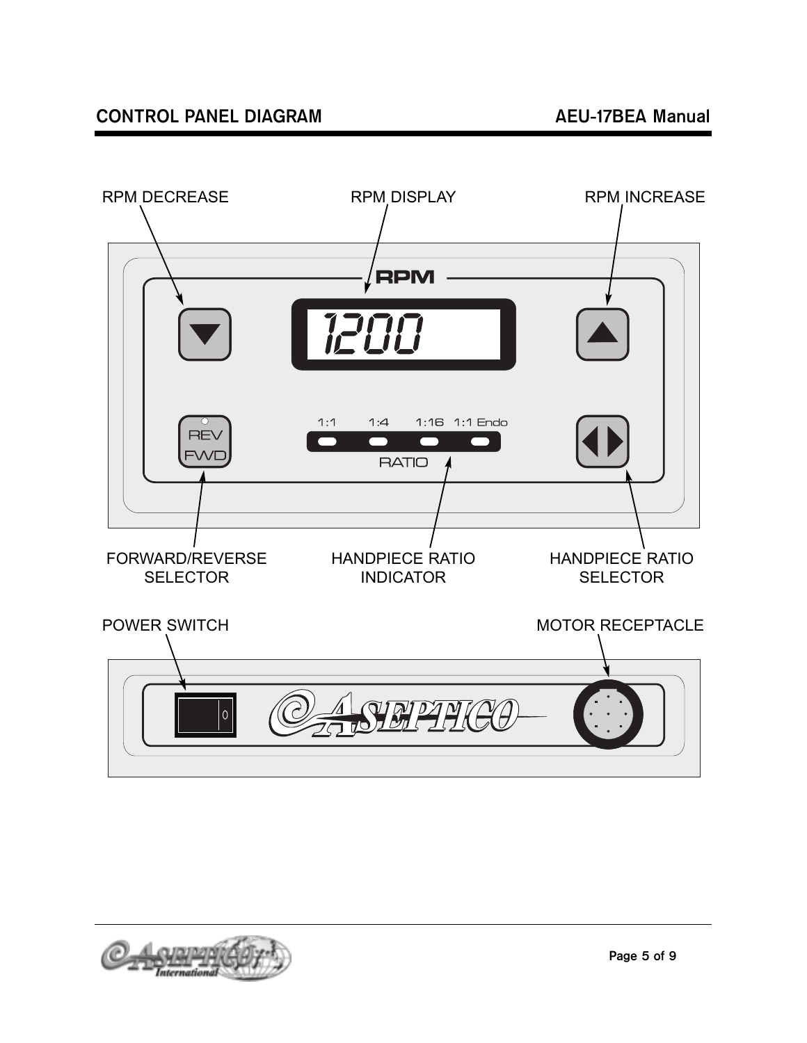## CONTROL PANEL DIAGRAM

RPM DECREASE

RPM DISPLAY

RPM INCREASE

RPM

1200

REV

FWD

1:1 1:4 1:16 1:1 Endo

RATIO

FORWARD/REVERSE SELECTOR

HANDPIECE RATIO INDICATOR

HANDPIECE RATIO SELECTOR

POWER SWITCH

MOTOR RECEPTACLE

ASEPTICO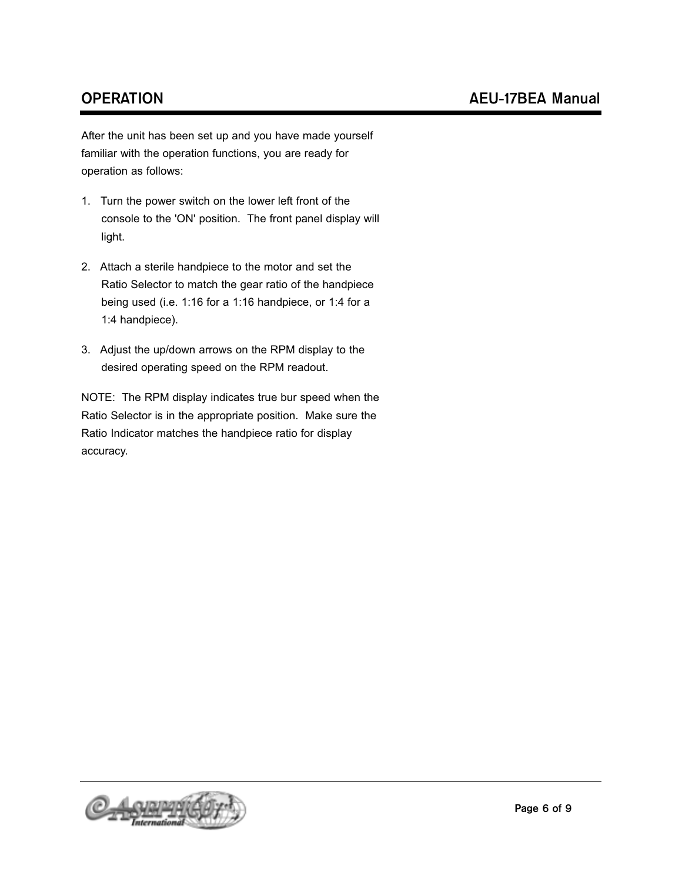## OPERATION

After the unit has been set up and you have made yourself familiar with the operation functions, you are ready for operation as follows:

1. Turn the power switch on the lower left front of the console to the 'ON' position. The front panel display will light.
2. Attach a sterile handpiece to the motor and set the Ratio Selector to match the gear ratio of the handpiece being used (i.e. 1:16 for a 1:16 handpiece, or 1:4 for a 1:4 handpiece).
3. Adjust the up/down arrows on the RPM display to the desired operating speed on the RPM readout.

NOTE: The RPM display indicates true bur speed when the Ratio Selector is in the appropriate position. Make sure the Ratio Indicator matches the handpiece ratio for display accuracy.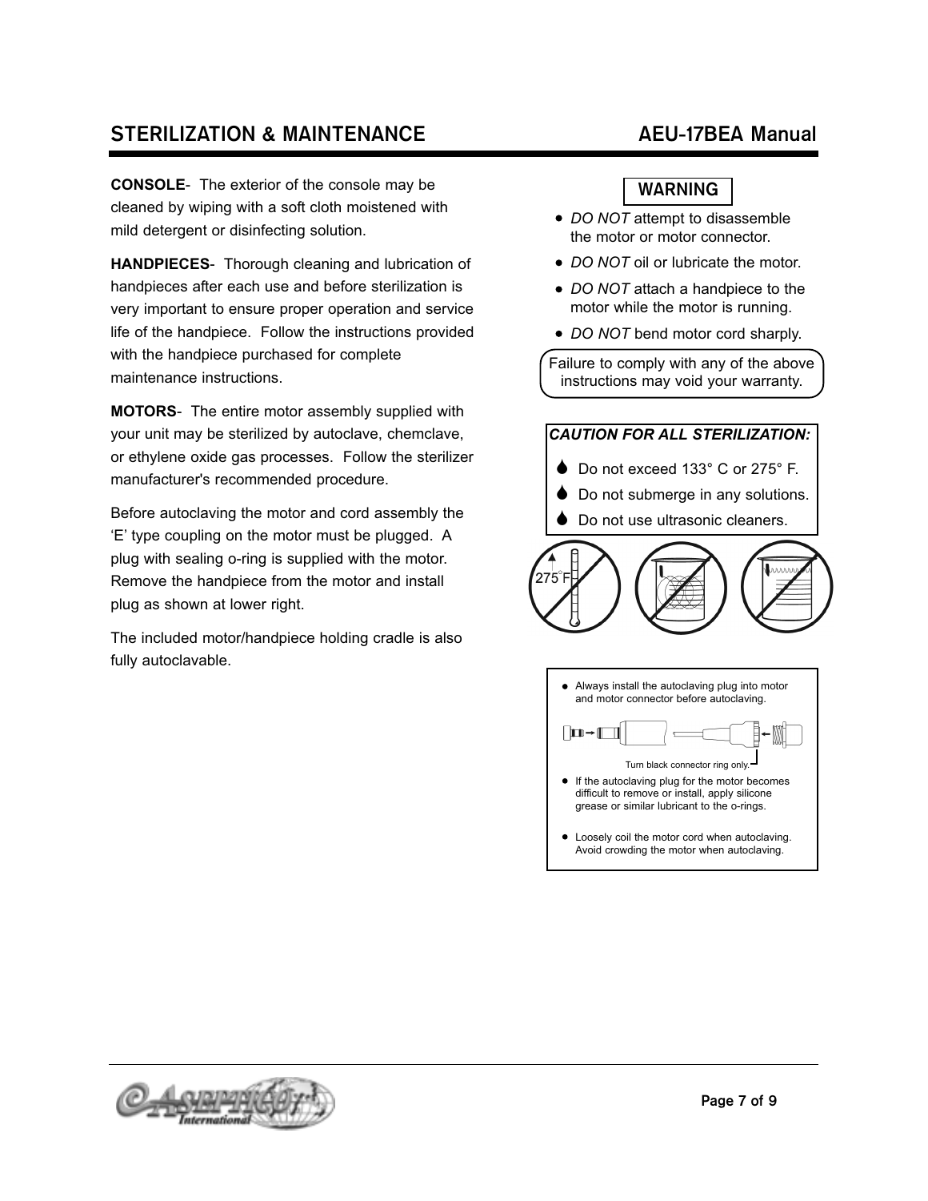## STERILIZATION & MAINTENANCE

**CONSOLE**- The exterior of the console may be cleaned by wiping with a soft cloth moistened with mild detergent or disinfecting solution.

**HANDPIECES**- Thorough cleaning and lubrication of handpieces after each use and before sterilization is very important to ensure proper operation and service life of the handpiece. Follow the instructions provided with the handpiece purchased for complete maintenance instructions.

**MOTORS**- The entire motor assembly supplied with your unit may be sterilized by autoclave, chemclave, or ethylene oxide gas processes. Follow the sterilizer manufacturer's recommended procedure.

Before autoclaving the motor and cord assembly the 'E' type coupling on the motor must be plugged. A plug with sealing o-ring is supplied with the motor. Remove the handpiece from the motor and install plug as shown at lower right.

The included motor/handpiece holding cradle is also fully autoclavable.

**WARNING**

- *DO NOT* attempt to disassemble the motor or motor connector.
- *DO NOT* oil or lubricate the motor.
- *DO NOT* attach a handpiece to the motor while the motor is running.
- *DO NOT* bend motor cord sharply.

Failure to comply with any of the above instructions may void your warranty.

***CAUTION FOR ALL STERILIZATION:***

- Do not exceed 133° C or 275° F.
- Do not submerge in any solutions.
- Do not use ultrasonic cleaners.

275°F

- Always install the autoclaving plug into motor and motor connector before autoclaving.

Turn black connector ring only.

- If the autoclaving plug for the motor becomes difficult to remove or install, apply silicone grease or similar lubricant to the o-rings.
- Loosely coil the motor cord when autoclaving. Avoid crowding the motor when autoclaving.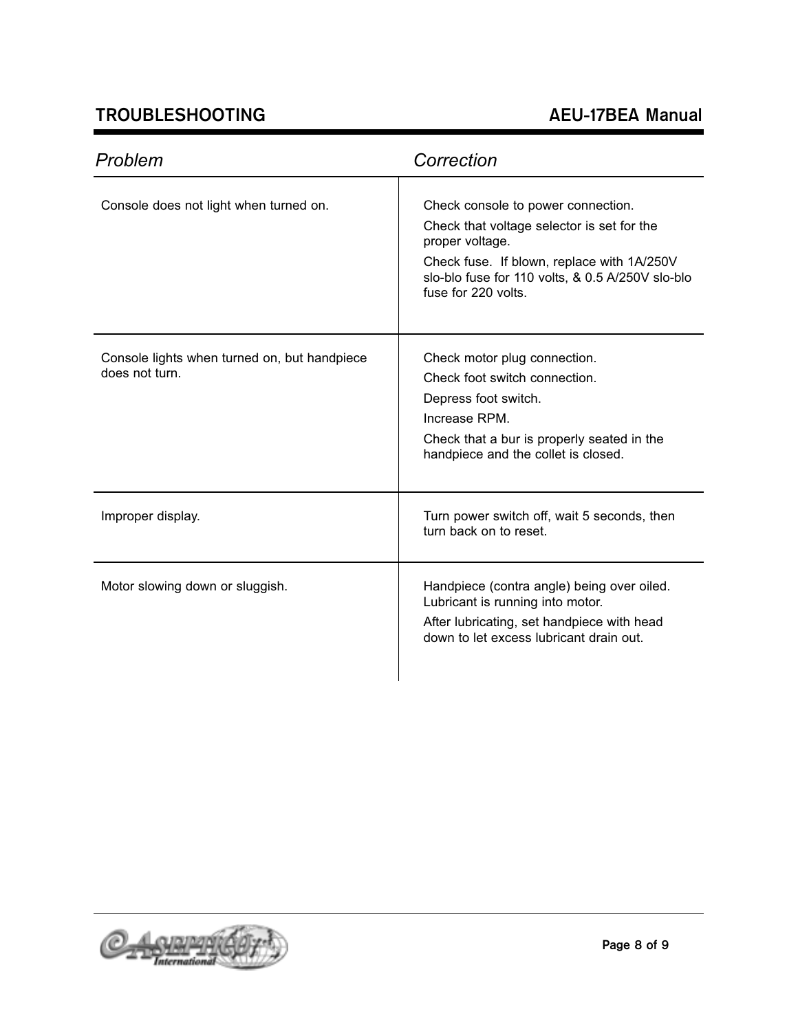# TROUBLESHOOTING

| Problem | Correction |
|---|---|
| Console does not light when turned on. | Check console to power connection.<br>Check that voltage selector is set for the proper voltage.<br>Check fuse. If blown, replace with 1A/250V slo-blo fuse for 110 volts, & 0.5 A/250V slo-blo fuse for 220 volts. |
| Console lights when turned on, but handpiece does not turn. | Check motor plug connection.<br>Check foot switch connection.<br>Depress foot switch.<br>Increase RPM.<br>Check that a bur is properly seated in the handpiece and the collet is closed. |
| Improper display. | Turn power switch off, wait 5 seconds, then turn back on to reset. |
| Motor slowing down or sluggish. | Handpiece (contra angle) being over oiled. Lubricant is running into motor.<br>After lubricating, set handpiece with head down to let excess lubricant drain out. |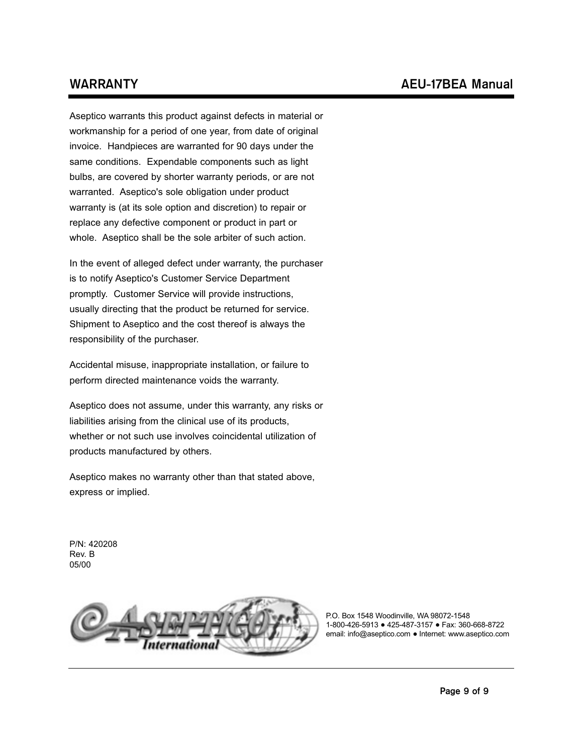## WARRANTY

Aseptico warrants this product against defects in material or workmanship for a period of one year, from date of original invoice. Handpieces are warranted for 90 days under the same conditions. Expendable components such as light bulbs, are covered by shorter warranty periods, or are not warranted. Aseptico's sole obligation under product warranty is (at its sole option and discretion) to repair or replace any defective component or product in part or whole. Aseptico shall be the sole arbiter of such action.

In the event of alleged defect under warranty, the purchaser is to notify Aseptico's Customer Service Department promptly. Customer Service will provide instructions, usually directing that the product be returned for service. Shipment to Aseptico and the cost thereof is always the responsibility of the purchaser.

Accidental misuse, inappropriate installation, or failure to perform directed maintenance voids the warranty.

Aseptico does not assume, under this warranty, any risks or liabilities arising from the clinical use of its products, whether or not such use involves coincidental utilization of products manufactured by others.

Aseptico makes no warranty other than that stated above, express or implied.

P/N: 420208
Rev. B
05/00

Aseptico International

P.O. Box 1548 Woodinville, WA 98072-1548
1-800-426-5913 ● 425-487-3157 ● Fax: 360-668-8722
email: info@aseptico.com ● Internet: www.aseptico.com